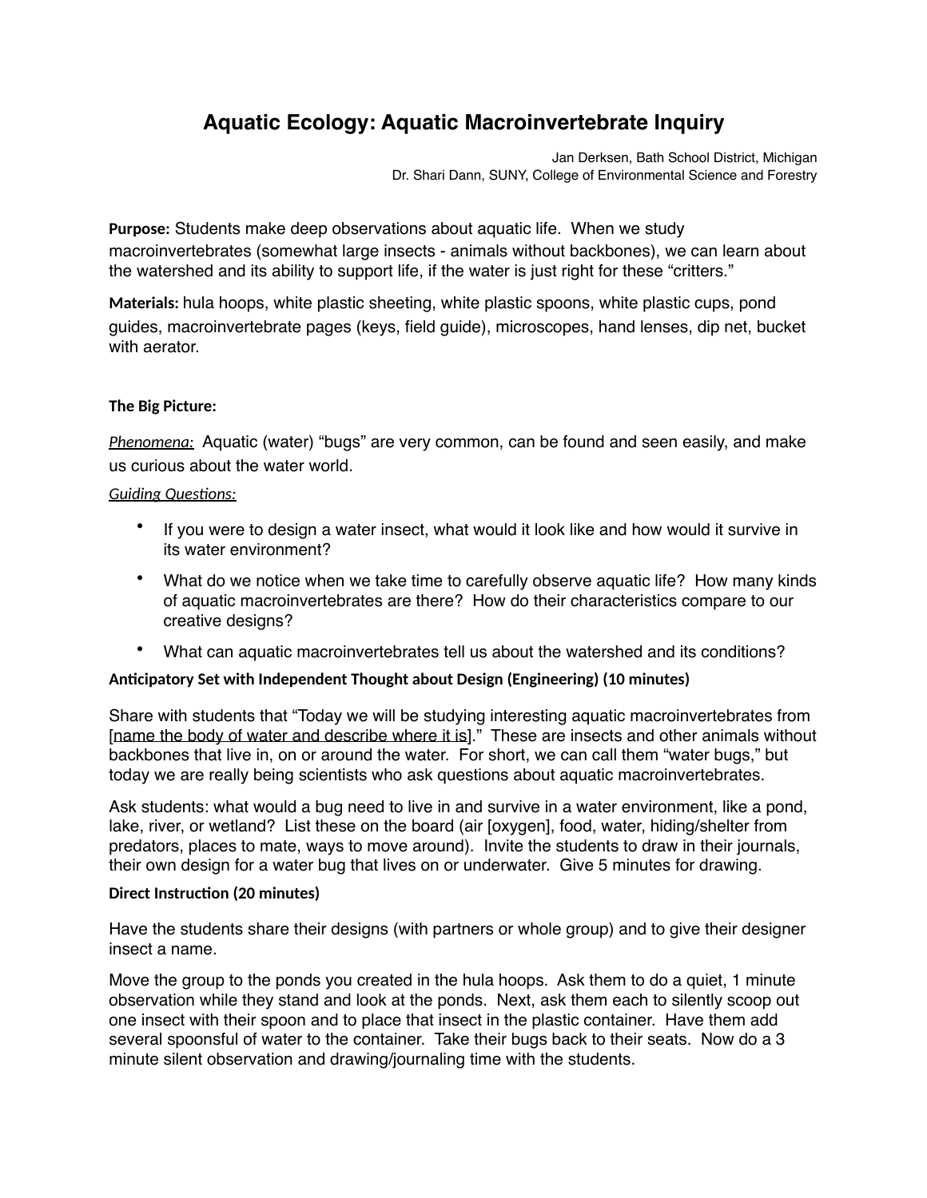# Aquatic Ecology: Aquatic Macroinvertebrate Inquiry

Jan Derksen, Bath School District, Michigan
Dr. Shari Dann, SUNY, College of Environmental Science and Forestry

**Purpose:** Students make deep observations about aquatic life. When we study macroinvertebrates (somewhat large insects - animals without backbones), we can learn about the watershed and its ability to support life, if the water is just right for these "critters."

**Materials:** hula hoops, white plastic sheeting, white plastic spoons, white plastic cups, pond guides, macroinvertebrate pages (keys, field guide), microscopes, hand lenses, dip net, bucket with aerator.

**The Big Picture:**

*Phenomena:* Aquatic (water) "bugs" are very common, can be found and seen easily, and make us curious about the water world.

*Guiding Questions:*

- If you were to design a water insect, what would it look like and how would it survive in its water environment?
- What do we notice when we take time to carefully observe aquatic life? How many kinds of aquatic macroinvertebrates are there? How do their characteristics compare to our creative designs?
- What can aquatic macroinvertebrates tell us about the watershed and its conditions?

**Anticipatory Set with Independent Thought about Design (Engineering) (10 minutes)**

Share with students that "Today we will be studying interesting aquatic macroinvertebrates from [name the body of water and describe where it is]." These are insects and other animals without backbones that live in, on or around the water. For short, we can call them "water bugs," but today we are really being scientists who ask questions about aquatic macroinvertebrates.

Ask students: what would a bug need to live in and survive in a water environment, like a pond, lake, river, or wetland? List these on the board (air [oxygen], food, water, hiding/shelter from predators, places to mate, ways to move around). Invite the students to draw in their journals, their own design for a water bug that lives on or underwater. Give 5 minutes for drawing.

**Direct Instruction (20 minutes)**

Have the students share their designs (with partners or whole group) and to give their designer insect a name.

Move the group to the ponds you created in the hula hoops. Ask them to do a quiet, 1 minute observation while they stand and look at the ponds. Next, ask them each to silently scoop out one insect with their spoon and to place that insect in the plastic container. Have them add several spoonsful of water to the container. Take their bugs back to their seats. Now do a 3 minute silent observation and drawing/journaling time with the students.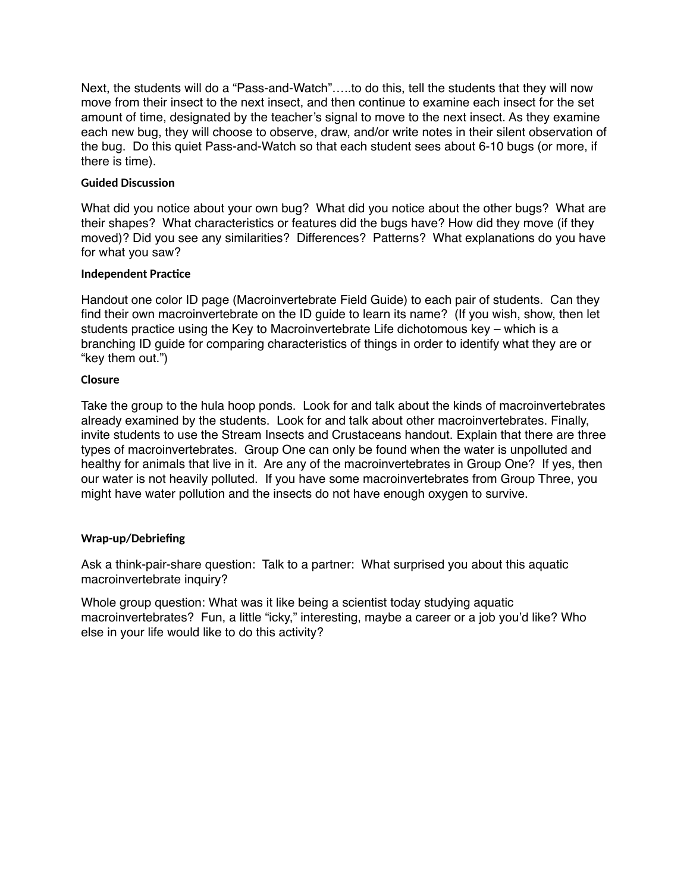Next, the students will do a "Pass-and-Watch"…..to do this, tell the students that they will now move from their insect to the next insect, and then continue to examine each insect for the set amount of time, designated by the teacher's signal to move to the next insect. As they examine each new bug, they will choose to observe, draw, and/or write notes in their silent observation of the bug. Do this quiet Pass-and-Watch so that each student sees about 6-10 bugs (or more, if there is time).

**Guided Discussion**

What did you notice about your own bug? What did you notice about the other bugs? What are their shapes? What characteristics or features did the bugs have? How did they move (if they moved)? Did you see any similarities? Differences? Patterns? What explanations do you have for what you saw?

**Independent Practice**

Handout one color ID page (Macroinvertebrate Field Guide) to each pair of students. Can they find their own macroinvertebrate on the ID guide to learn its name? (If you wish, show, then let students practice using the Key to Macroinvertebrate Life dichotomous key – which is a branching ID guide for comparing characteristics of things in order to identify what they are or "key them out.")

**Closure**

Take the group to the hula hoop ponds. Look for and talk about the kinds of macroinvertebrates already examined by the students. Look for and talk about other macroinvertebrates. Finally, invite students to use the Stream Insects and Crustaceans handout. Explain that there are three types of macroinvertebrates. Group One can only be found when the water is unpolluted and healthy for animals that live in it. Are any of the macroinvertebrates in Group One? If yes, then our water is not heavily polluted. If you have some macroinvertebrates from Group Three, you might have water pollution and the insects do not have enough oxygen to survive.

**Wrap-up/Debriefing**

Ask a think-pair-share question: Talk to a partner: What surprised you about this aquatic macroinvertebrate inquiry?

Whole group question: What was it like being a scientist today studying aquatic macroinvertebrates? Fun, a little "icky," interesting, maybe a career or a job you'd like? Who else in your life would like to do this activity?